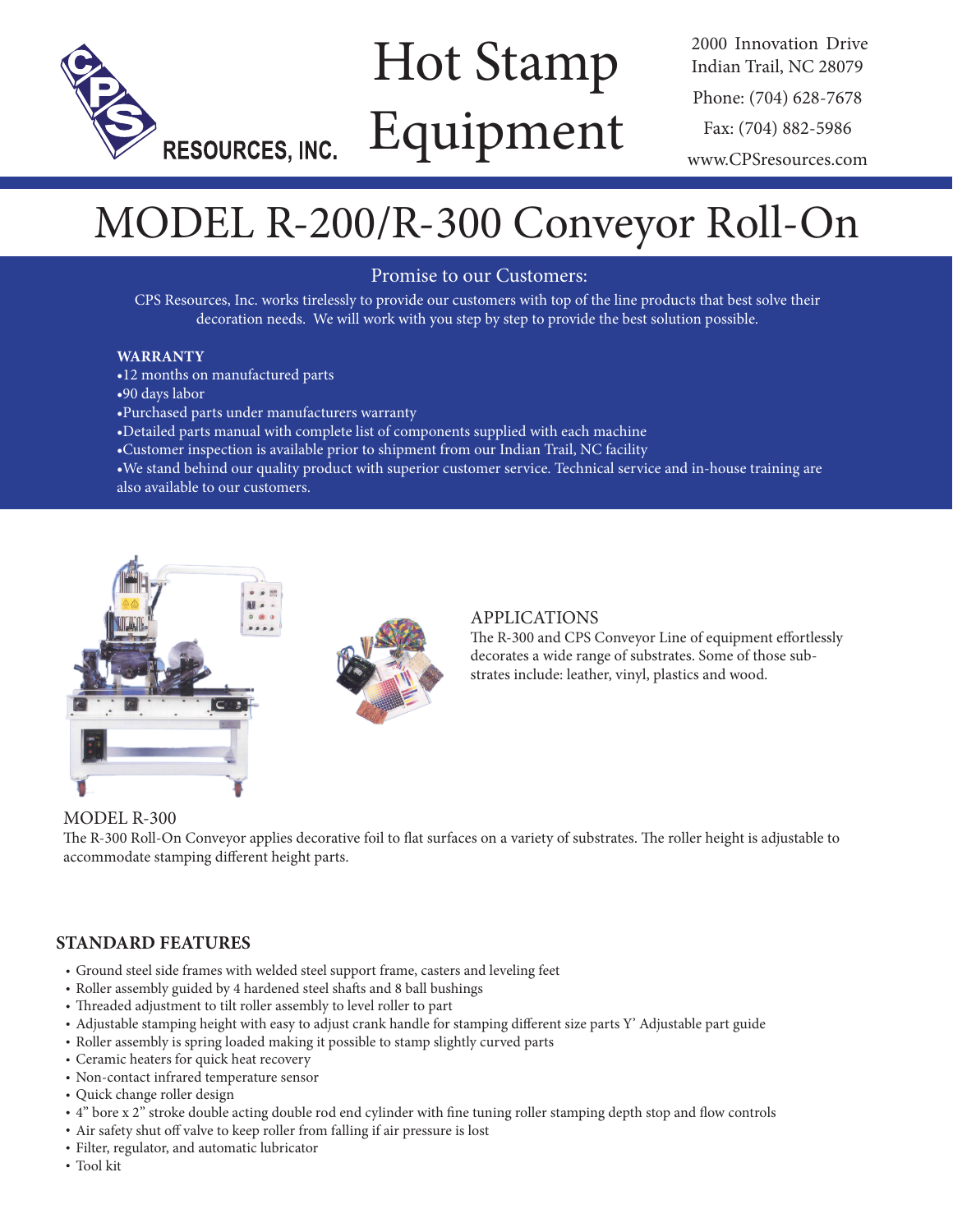CPS RESOURCES, INC.

# Hot Stamp Equipment

2000 Innovation Drive
Indian Trail, NC 28079
Phone: (704) 628-7678
Fax: (704) 882-5986
www.CPSresources.com

# MODEL R-200/R-300 Conveyor Roll-On

## Promise to our Customers:

CPS Resources, Inc. works tirelessly to provide our customers with top of the line products that best solve their decoration needs. We will work with you step by step to provide the best solution possible.

**WARRANTY**

- 12 months on manufactured parts
- 90 days labor
- Purchased parts under manufacturers warranty
- Detailed parts manual with complete list of components supplied with each machine
- Customer inspection is available prior to shipment from our Indian Trail, NC facility
- We stand behind our quality product with superior customer service. Technical service and in-house training are also available to our customers.

## APPLICATIONS

The R-300 and CPS Conveyor Line of equipment effortlessly decorates a wide range of substrates. Some of those substrates include: leather, vinyl, plastics and wood.

## MODEL R-300

The R-300 Roll-On Conveyor applies decorative foil to flat surfaces on a variety of substrates. The roller height is adjustable to accommodate stamping different height parts.

## STANDARD FEATURES

- Ground steel side frames with welded steel support frame, casters and leveling feet
- Roller assembly guided by 4 hardened steel shafts and 8 ball bushings
- Threaded adjustment to tilt roller assembly to level roller to part
- Adjustable stamping height with easy to adjust crank handle for stamping different size parts Y' Adjustable part guide
- Roller assembly is spring loaded making it possible to stamp slightly curved parts
- Ceramic heaters for quick heat recovery
- Non-contact infrared temperature sensor
- Quick change roller design
- 4" bore x 2" stroke double acting double rod end cylinder with fine tuning roller stamping depth stop and flow controls
- Air safety shut off valve to keep roller from falling if air pressure is lost
- Filter, regulator, and automatic lubricator
- Tool kit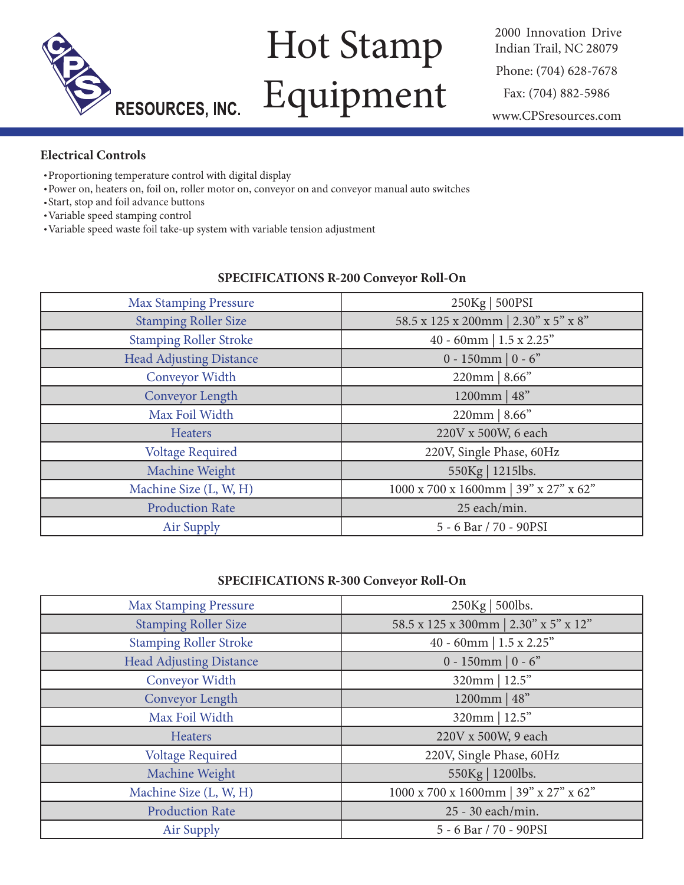# Hot Stamp Equipment

**CPS RESOURCES, INC.**

2000 Innovation Drive
Indian Trail, NC 28079

Phone: (704) 628-7678

Fax: (704) 882-5986

www.CPSresources.com

### Electrical Controls

- Proportioning temperature control with digital display
- Power on, heaters on, foil on, roller motor on, conveyor on and conveyor manual auto switches
- Start, stop and foil advance buttons
- Variable speed stamping control
- Variable speed waste foil take-up system with variable tension adjustment

### SPECIFICATIONS R-200 Conveyor Roll-On

| | |
|---|---|
| Max Stamping Pressure | 250Kg \| 500PSI |
| Stamping Roller Size | 58.5 x 125 x 200mm \| 2.30" x 5" x 8" |
| Stamping Roller Stroke | 40 - 60mm \| 1.5 x 2.25" |
| Head Adjusting Distance | 0 - 150mm \| 0 - 6" |
| Conveyor Width | 220mm \| 8.66" |
| Conveyor Length | 1200mm \| 48" |
| Max Foil Width | 220mm \| 8.66" |
| Heaters | 220V x 500W, 6 each |
| Voltage Required | 220V, Single Phase, 60Hz |
| Machine Weight | 550Kg \| 1215lbs. |
| Machine Size (L, W, H) | 1000 x 700 x 1600mm \| 39" x 27" x 62" |
| Production Rate | 25 each/min. |
| Air Supply | 5 - 6 Bar / 70 - 90PSI |

### SPECIFICATIONS R-300 Conveyor Roll-On

| | |
|---|---|
| Max Stamping Pressure | 250Kg \| 500lbs. |
| Stamping Roller Size | 58.5 x 125 x 300mm \| 2.30" x 5" x 12" |
| Stamping Roller Stroke | 40 - 60mm \| 1.5 x 2.25" |
| Head Adjusting Distance | 0 - 150mm \| 0 - 6" |
| Conveyor Width | 320mm \| 12.5" |
| Conveyor Length | 1200mm \| 48" |
| Max Foil Width | 320mm \| 12.5" |
| Heaters | 220V x 500W, 9 each |
| Voltage Required | 220V, Single Phase, 60Hz |
| Machine Weight | 550Kg \| 1200lbs. |
| Machine Size (L, W, H) | 1000 x 700 x 1600mm \| 39" x 27" x 62" |
| Production Rate | 25 - 30 each/min. |
| Air Supply | 5 - 6 Bar / 70 - 90PSI |